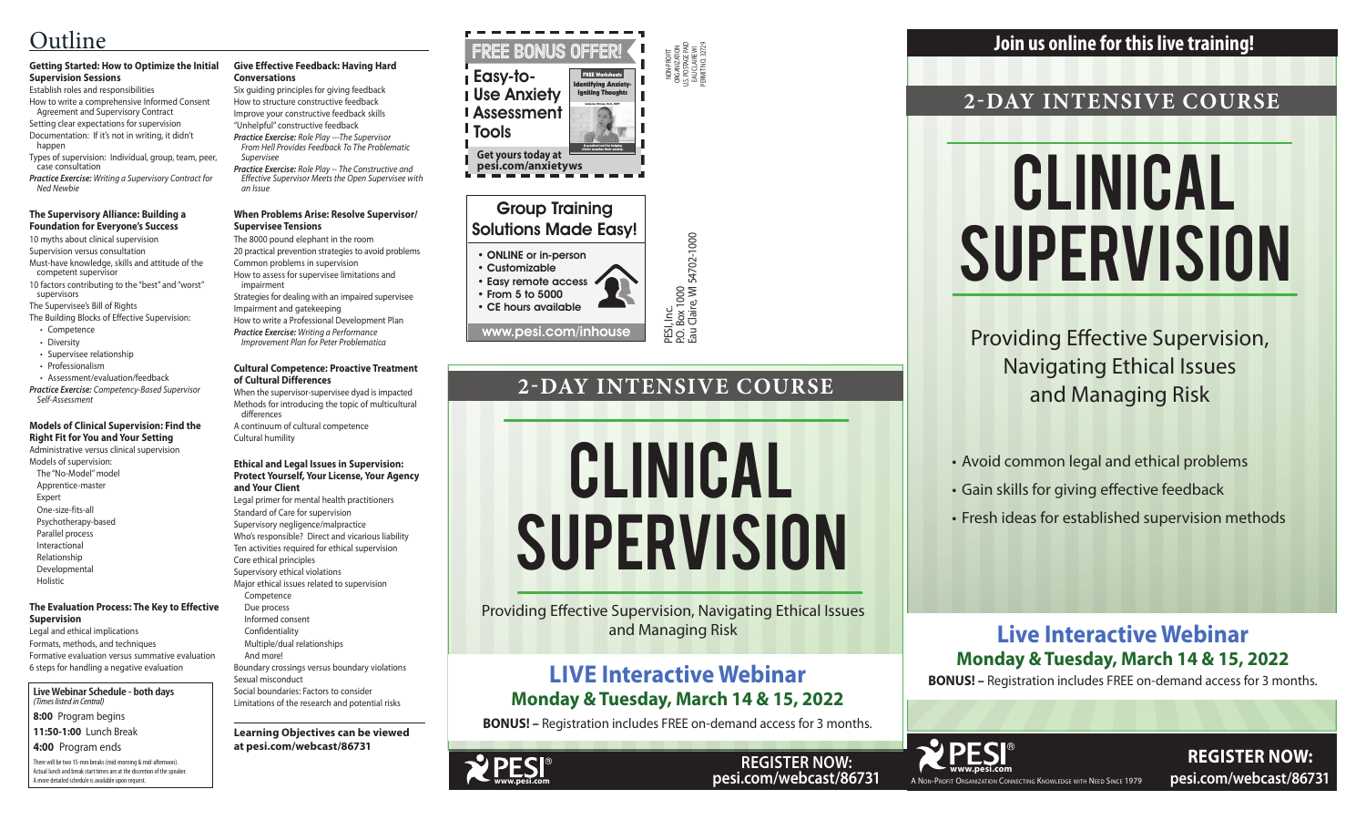# Outline

### Getting Started: How to Optimize the Initial Supervision Sessions

Establish roles and responsibilities

How to write a comprehensive Informed Consent Agreement and Supervisory Contract

Setting clear expectations for supervision

Documentation: If it's not in writing, it didn't happen

Types of supervision: Individual, group, team, peer, case consultation

*Practice Exercise: Writing a Supervisory Contract for Ned Newbie*

### The Supervisory Alliance: Building a Foundation for Everyone's Success

10 myths about clinical supervision

Supervision versus consultation

Must-have knowledge, skills and attitude of the competent supervisor

10 factors contributing to the "best" and "worst" supervisors

The Supervisee's Bill of Rights

The Building Blocks of Effective Supervision:

- Competence
- Diversity
- Supervisee relationship
- Professionalism
- Assessment/evaluation/feedback

*Practice Exercise: Competency-Based Supervisor Self-Assessment*

### Models of Clinical Supervision: Find the Right Fit for You and Your Setting

Administrative versus clinical supervision

Models of supervision:

- The "No-Model" model
- Apprentice-master
- Expert
- One-size-fits-all
- Psychotherapy-based
- Parallel process
- Interactional
- Relationship
- Developmental
- Holistic

### The Evaluation Process: The Key to Effective Supervision

Legal and ethical implications

Formats, methods, and techniques

Formative evaluation versus summative evaluation

6 steps for handling a negative evaluation

**Live Webinar Schedule - both days**
*(Times listed in Central)*

**8:00** Program begins

**11:50-1:00** Lunch Break

**4:00** Program ends

There will be two 15-min breaks (mid-morning & mid-afternoon). Actual lunch and break start times are at the discretion of the speaker. A more detailed schedule is available upon request.

### Give Effective Feedback: Having Hard Conversations

Six guiding principles for giving feedback

How to structure constructive feedback

Improve your constructive feedback skills

"Unhelpful" constructive feedback

*Practice Exercise: Role Play –-The Supervisor From Hell Provides Feedback To The Problematic Supervisee*

*Practice Exercise: Role Play -- The Constructive and Effective Supervisor Meets the Open Supervisee with an Issue*

### When Problems Arise: Resolve Supervisor/Supervisee Tensions

The 8000 pound elephant in the room

20 practical prevention strategies to avoid problems

Common problems in supervision

How to assess for supervisee limitations and impairment

Strategies for dealing with an impaired supervisee

Impairment and gatekeeping

How to write a Professional Development Plan

*Practice Exercise: Writing a Performance Improvement Plan for Peter Problematica*

### Cultural Competence: Proactive Treatment of Cultural Differences

When the supervisor-supervisee dyad is impacted

Methods for introducing the topic of multicultural differences

A continuum of cultural competence

Cultural humility

### Ethical and Legal Issues in Supervision: Protect Yourself, Your License, Your Agency and Your Client

Legal primer for mental health practitioners

Standard of Care for supervision

Supervisory negligence/malpractice

Who's responsible? Direct and vicarious liability

Ten activities required for ethical supervision

Core ethical principles

Supervisory ethical violations

Major ethical issues related to supervision

- Competence
- Due process
- Informed consent
- Confidentiality
- Multiple/dual relationships
- And more!

Boundary crossings versus boundary violations

Sexual misconduct

Social boundaries: Factors to consider

Limitations of the research and potential risks

**Learning Objectives can be viewed at pesi.com/webcast/86731**

## FREE BONUS OFFER!

**Easy-to-Use Anxiety Assessment Tools**

FREE Worksheets: Identifying Anxiety-Igniting Thoughts

**Get yours today at pesi.com/anxietyws**

NON-PROFIT ORGANIZATION U.S. POSTAGE PAID EAU CLAIRE WI PERMIT NO. 32729

## Group Training Solutions Made Easy!

- ONLINE or in-person
- Customizable
- Easy remote access
- From 5 to 5000
- CE hours available

www.pesi.com/inhouse

PESI, Inc.
P.O. Box 1000
Eau Claire, WI 54702-1000

## 2-DAY INTENSIVE COURSE

# CLINICAL SUPERVISION

Providing Effective Supervision, Navigating Ethical Issues and Managing Risk

## LIVE Interactive Webinar

**Monday & Tuesday, March 14 & 15, 2022**

**BONUS! –** Registration includes FREE on-demand access for 3 months.

PESI® www.pesi.com

**REGISTER NOW: pesi.com/webcast/86731**

## Join us online for this live training!

## 2-DAY INTENSIVE COURSE

# CLINICAL SUPERVISION

Providing Effective Supervision, Navigating Ethical Issues and Managing Risk

- Avoid common legal and ethical problems
- Gain skills for giving effective feedback
- Fresh ideas for established supervision methods

## Live Interactive Webinar

**Monday & Tuesday, March 14 & 15, 2022**

**BONUS! –** Registration includes FREE on-demand access for 3 months.

PESI® www.pesi.com

A Non-Profit Organization Connecting Knowledge with Need Since 1979

**REGISTER NOW: pesi.com/webcast/86731**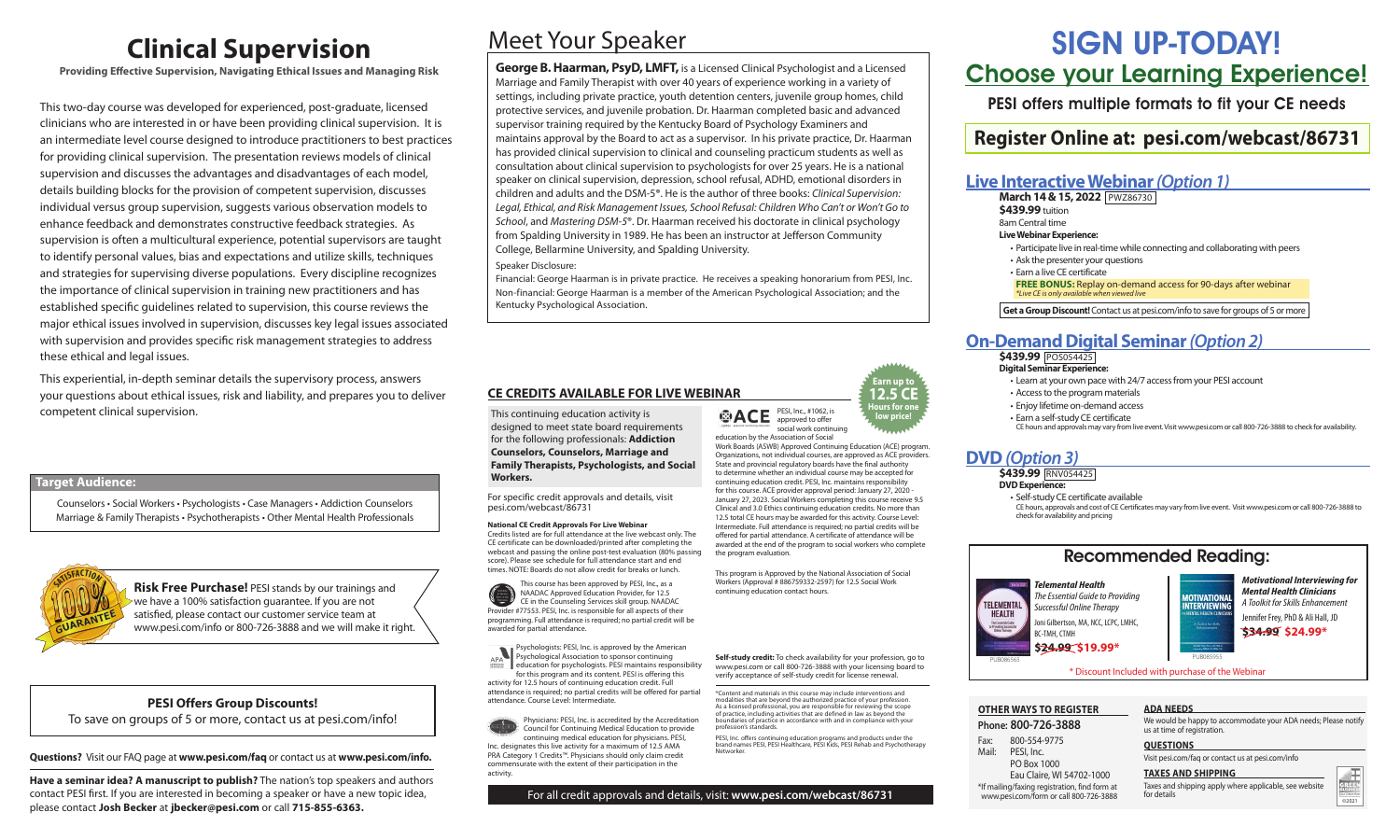# Clinical Supervision

**Providing Effective Supervision, Navigating Ethical Issues and Managing Risk**

This two-day course was developed for experienced, post-graduate, licensed clinicians who are interested in or have been providing clinical supervision. It is an intermediate level course designed to introduce practitioners to best practices for providing clinical supervision. The presentation reviews models of clinical supervision and discusses the advantages and disadvantages of each model, details building blocks for the provision of competent supervision, discusses individual versus group supervision, suggests various observation models to enhance feedback and demonstrates constructive feedback strategies. As supervision is often a multicultural experience, potential supervisors are taught to identify personal values, bias and expectations and utilize skills, techniques and strategies for supervising diverse populations. Every discipline recognizes the importance of clinical supervision in training new practitioners and has established specific guidelines related to supervision, this course reviews the major ethical issues involved in supervision, discusses key legal issues associated with supervision and provides specific risk management strategies to address these ethical and legal issues.

This experiential, in-depth seminar details the supervisory process, answers your questions about ethical issues, risk and liability, and prepares you to deliver competent clinical supervision.

### Target Audience:

Counselors • Social Workers • Psychologists • Case Managers • Addiction Counselors Marriage & Family Therapists • Psychotherapists • Other Mental Health Professionals

SATISFACTION 100% GUARANTEE

**Risk Free Purchase!** PESI stands by our trainings and we have a 100% satisfaction guarantee. If you are not satisfied, please contact our customer service team at www.pesi.com/info or 800-726-3888 and we will make it right.

**PESI Offers Group Discounts!**
To save on groups of 5 or more, contact us at pesi.com/info!

**Questions?** Visit our FAQ page at **www.pesi.com/faq** or contact us at **www.pesi.com/info.**

**Have a seminar idea? A manuscript to publish?** The nation's top speakers and authors contact PESI first. If you are interested in becoming a speaker or have a new topic idea, please contact **Josh Becker** at **jbecker@pesi.com** or call **715-855-6363.**

# Meet Your Speaker

**George B. Haarman, PsyD, LMFT,** is a Licensed Clinical Psychologist and a Licensed Marriage and Family Therapist with over 40 years of experience working in a variety of settings, including private practice, youth detention centers, juvenile group homes, child protective services, and juvenile probation. Dr. Haarman completed basic and advanced supervisor training required by the Kentucky Board of Psychology Examiners and maintains approval by the Board to act as a supervisor. In his private practice, Dr. Haarman has provided clinical supervision to clinical and counseling practicum students as well as consultation about clinical supervision to psychologists for over 25 years. He is a national speaker on clinical supervision, depression, school refusal, ADHD, emotional disorders in children and adults and the DSM-5®. He is the author of three books: *Clinical Supervision: Legal, Ethical, and Risk Management Issues, School Refusal: Children Who Can't or Won't Go to School*, and *Mastering DSM-5®*. Dr. Haarman received his doctorate in clinical psychology from Spalding University in 1989. He has been an instructor at Jefferson Community College, Bellarmine University, and Spalding University.

Speaker Disclosure:

Financial: George Haarman is in private practice. He receives a speaking honorarium from PESI, Inc.
Non-financial: George Haarman is a member of the American Psychological Association; and the Kentucky Psychological Association.

## CE CREDITS AVAILABLE FOR LIVE WEBINAR

**Earn up to 12.5 CE Hours for one low price!**

This continuing education activity is designed to meet state board requirements for the following professionals: **Addiction Counselors, Counselors, Marriage and Family Therapists, Psychologists, and Social Workers.**

For specific credit approvals and details, visit pesi.com/webcast/86731

**National CE Credit Approvals For Live Webinar**
Credits listed are for full attendance at the live webcast only. The CE certificate can be downloaded/printed after completing the webcast and passing the online post-test evaluation (80% passing score). Please see schedule for full attendance start and end times. NOTE: Boards do not allow credit for breaks or lunch.

This course has been approved by PESI, Inc., as a NAADAC Approved Education Provider, for 12.5 CE in the Counseling Services skill group. NAADAC Provider #77553. PESI, Inc. is responsible for all aspects of their programming. Full attendance is required; no partial credit will be awarded for partial attendance.

Psychologists: PESI, Inc. is approved by the American Psychological Association to sponsor continuing education for psychologists. PESI maintains responsibility for this program and its content. PESI is offering this activity for 12.5 hours of continuing education credit. Full attendance is required; no partial credits will be offered for partial attendance. Course Level: Intermediate.

Physicians: PESI, Inc. is accredited by the Accreditation Council for Continuing Medical Education to provide continuing medical education for physicians. PESI, Inc. designates this live activity for a maximum of 12.5 AMA PRA Category 1 Credits™. Physicians should only claim credit commensurate with the extent of their participation in the activity.

PESI, Inc., #1062, is approved to offer social work continuing education by the Association of Social Work Boards (ASWB) Approved Continuing Education (ACE) program. Organizations, not individual courses, are approved as ACE providers. State and provincial regulatory boards have the final authority to determine whether an individual course may be accepted for continuing education credit. PESI, Inc. maintains responsibility for this course. ACE provider approval period: January 27, 2020 - January 27, 2023. Social Workers completing this course receive 9.5 Clinical and 3.0 Ethics continuing education credits. No more than 12.5 total CE hours may be awarded for this activity. Course Level: Intermediate. Full attendance is required; no partial credits will be offered for partial attendance. A certificate of attendance will be awarded at the end of the program to social workers who complete the program evaluation.

This program is Approved by the National Association of Social Workers (Approval # 886759332-2597) for 12.5 Social Work continuing education contact hours.

**Self-study credit:** To check availability for your profession, go to www.pesi.com or call 800-726-3888 with your licensing board to verify acceptance of self-study credit for license renewal.

*Content and materials in this course may include interventions and modalities that are beyond the authorized practice of your profession. As a licensed professional, you are responsible for reviewing the scope of practice, including activities that are defined in law as beyond the boundaries of practice in accordance with and in compliance with your profession's standards.

PESI, Inc. offers continuing education programs and products under the brand names PESI, PESI Healthcare, PESI Kids, PESI Rehab and Psychotherapy Networker.

For all credit approvals and details, visit: **www.pesi.com/webcast/86731**

# SIGN UP-TODAY!

## Choose your Learning Experience!

PESI offers multiple formats to fit your CE needs

## Register Online at: pesi.com/webcast/86731

## Live Interactive Webinar *(Option 1)*

**March 14 & 15, 2022** PWZ86730
**$439.99** tuition
8am Central time
**Live Webinar Experience:**

- Participate live in real-time while connecting and collaborating with peers
- Ask the presenter your questions
- Earn a live CE certificate

**FREE BONUS:** Replay on-demand access for 90-days after webinar
*Live CE is only available when viewed live

**Get a Group Discount!** Contact us at pesi.com/info to save for groups of 5 or more

## On-Demand Digital Seminar *(Option 2)*

**$439.99** POS054425
**Digital Seminar Experience:**

- Learn at your own pace with 24/7 access from your PESI account
- Access to the program materials
- Enjoy lifetime on-demand access
- Earn a self-study CE certificate
  CE hours and approvals may vary from live event. Visit www.pesi.com or call 800-726-3888 to check for availability.

## DVD *(Option 3)*

**$439.99** RNV054425
**DVD Experience:**

- Self-study CE certificate available
  CE hours, approvals and cost of CE Certificates may vary from live event. Visit www.pesi.com or call 800-726-3888 to check for availability and pricing

## Recommended Reading:

***Telemental Health***
*The Essential Guide to Providing Successful Online Therapy*
Joni Gilbertson, MA, NCC, LCPC, LMHC, BC-TMH, CTMH
~~$24.99~~ **$19.99***
PUB086565

***Motivational Interviewing for Mental Health Clinicians***
*A Toolkit for Skills Enhancement*
Jennifer Frey, PhD & Ali Hall, JD
~~$34.99~~ **$24.99***
PUB085955

* Discount Included with purchase of the Webinar

### OTHER WAYS TO REGISTER

**Phone: 800-726-3888**
Fax: 800-554-9775
Mail: PESI, Inc.
PO Box 1000
Eau Claire, WI 54702-1000
*If mailing/faxing registration, find form at www.pesi.com/form or call 800-726-3888

### ADA NEEDS

We would be happy to accommodate your ADA needs; Please notify us at time of registration.

### QUESTIONS

Visit pesi.com/faq or contact us at pesi.com/info

### TAXES AND SHIPPING

Taxes and shipping apply where applicable, see website for details

©2021